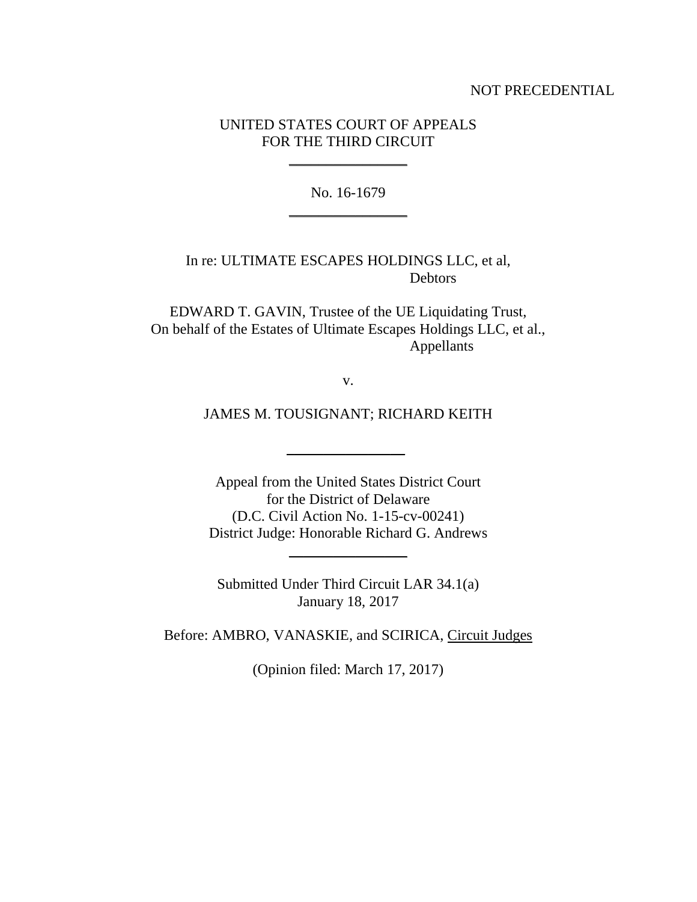NOT PRECEDENTIAL

UNITED STATES COURT OF APPEALS
FOR THE THIRD CIRCUIT

---

No. 16-1679

---

In re: ULTIMATE ESCAPES HOLDINGS LLC, et al,
Debtors

EDWARD T. GAVIN, Trustee of the UE Liquidating Trust,
On behalf of the Estates of Ultimate Escapes Holdings LLC, et al.,
Appellants

v.

JAMES M. TOUSIGNANT; RICHARD KEITH

---

Appeal from the United States District Court
for the District of Delaware
(D.C. Civil Action No. 1-15-cv-00241)
District Judge: Honorable Richard G. Andrews

---

Submitted Under Third Circuit LAR 34.1(a)
January 18, 2017

Before: AMBRO, VANASKIE, and SCIRICA, Circuit Judges

(Opinion filed: March 17, 2017)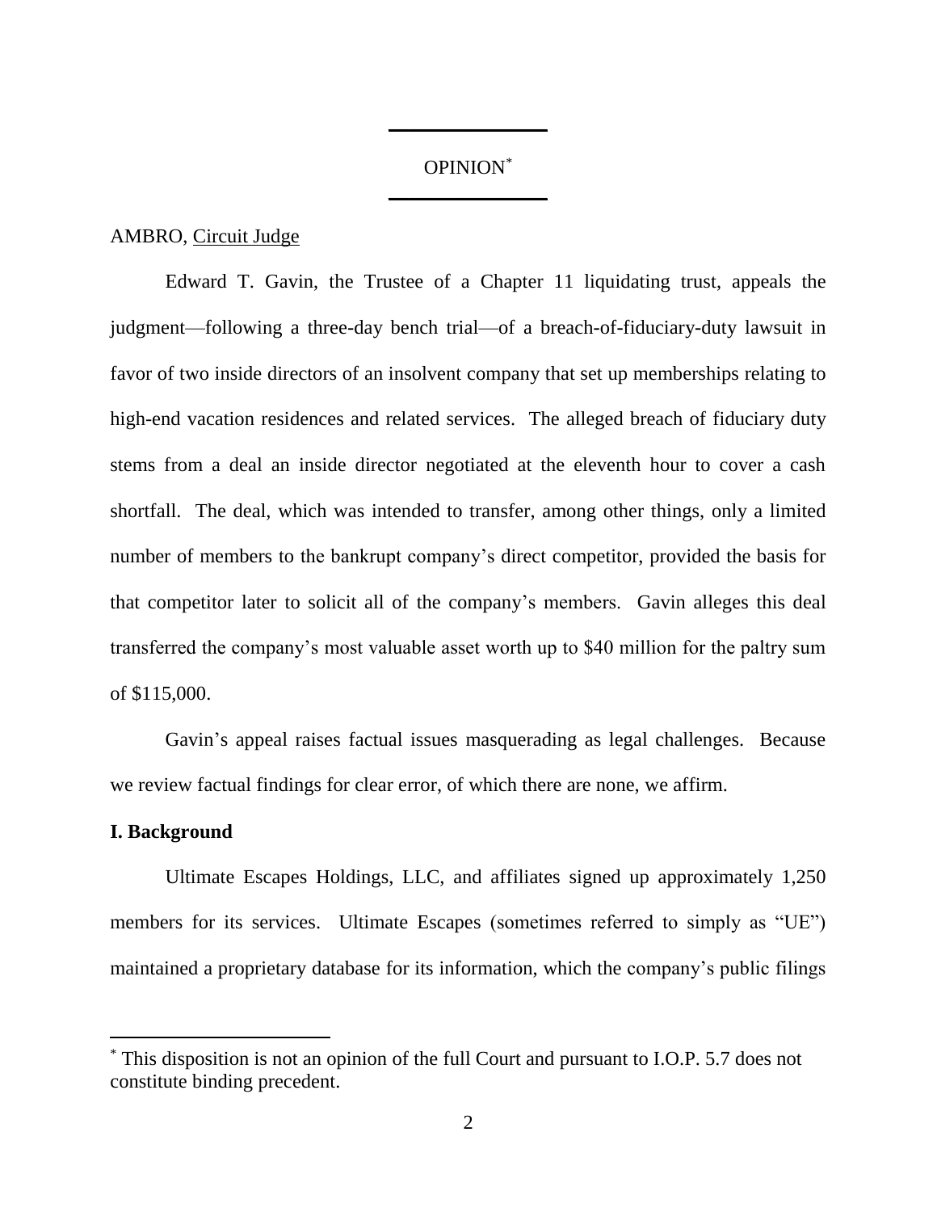OPINION[*]

AMBRO, Circuit Judge

Edward T. Gavin, the Trustee of a Chapter 11 liquidating trust, appeals the judgment—following a three-day bench trial—of a breach-of-fiduciary-duty lawsuit in favor of two inside directors of an insolvent company that set up memberships relating to high-end vacation residences and related services. The alleged breach of fiduciary duty stems from a deal an inside director negotiated at the eleventh hour to cover a cash shortfall. The deal, which was intended to transfer, among other things, only a limited number of members to the bankrupt company's direct competitor, provided the basis for that competitor later to solicit all of the company's members. Gavin alleges this deal transferred the company's most valuable asset worth up to $40 million for the paltry sum of $115,000.

Gavin's appeal raises factual issues masquerading as legal challenges. Because we review factual findings for clear error, of which there are none, we affirm.

**I. Background**

Ultimate Escapes Holdings, LLC, and affiliates signed up approximately 1,250 members for its services. Ultimate Escapes (sometimes referred to simply as "UE") maintained a proprietary database for its information, which the company's public filings

[*] This disposition is not an opinion of the full Court and pursuant to I.O.P. 5.7 does not constitute binding precedent.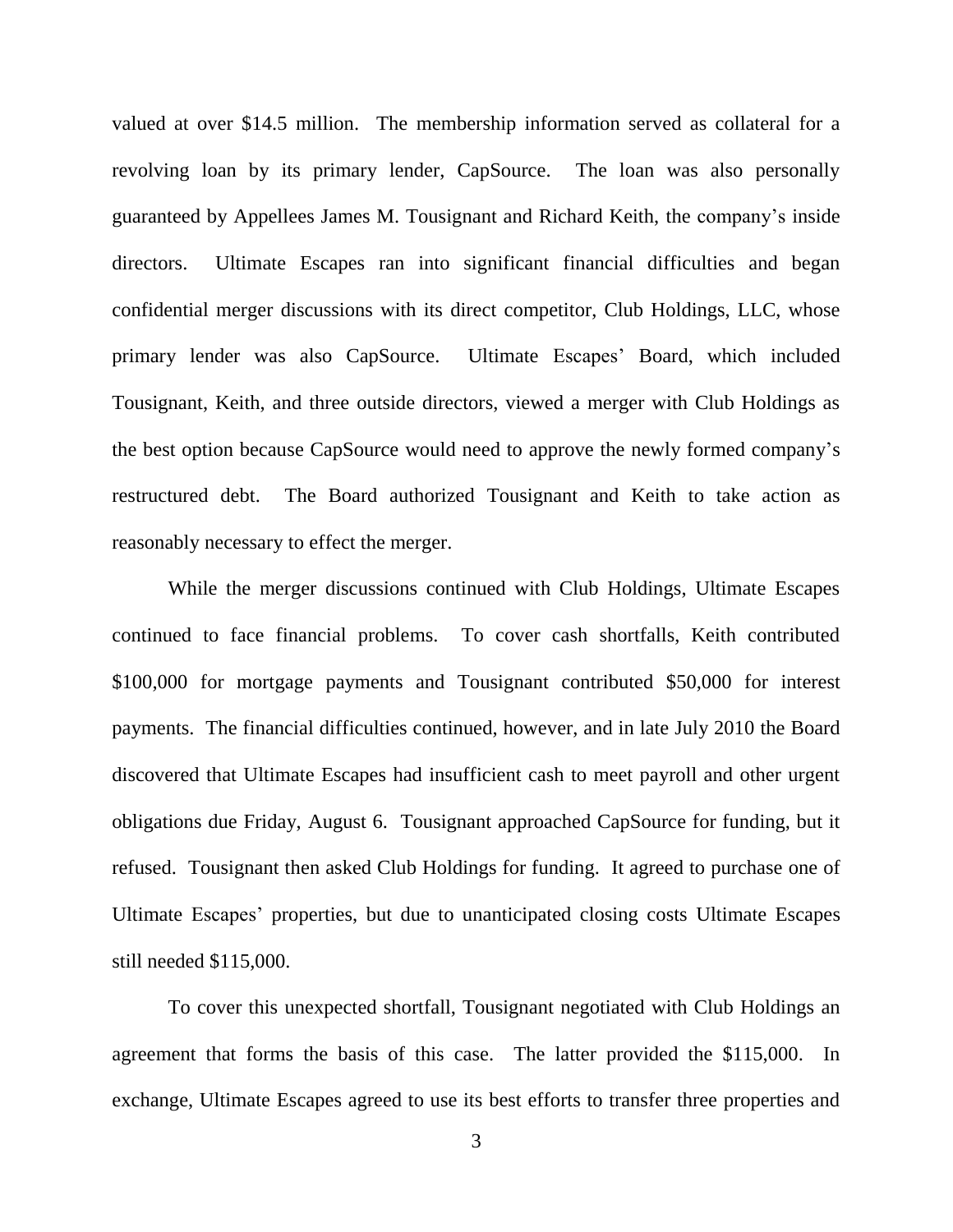valued at over $14.5 million. The membership information served as collateral for a revolving loan by its primary lender, CapSource. The loan was also personally guaranteed by Appellees James M. Tousignant and Richard Keith, the company's inside directors. Ultimate Escapes ran into significant financial difficulties and began confidential merger discussions with its direct competitor, Club Holdings, LLC, whose primary lender was also CapSource. Ultimate Escapes' Board, which included Tousignant, Keith, and three outside directors, viewed a merger with Club Holdings as the best option because CapSource would need to approve the newly formed company's restructured debt. The Board authorized Tousignant and Keith to take action as reasonably necessary to effect the merger.

While the merger discussions continued with Club Holdings, Ultimate Escapes continued to face financial problems. To cover cash shortfalls, Keith contributed $100,000 for mortgage payments and Tousignant contributed $50,000 for interest payments. The financial difficulties continued, however, and in late July 2010 the Board discovered that Ultimate Escapes had insufficient cash to meet payroll and other urgent obligations due Friday, August 6. Tousignant approached CapSource for funding, but it refused. Tousignant then asked Club Holdings for funding. It agreed to purchase one of Ultimate Escapes' properties, but due to unanticipated closing costs Ultimate Escapes still needed $115,000.

To cover this unexpected shortfall, Tousignant negotiated with Club Holdings an agreement that forms the basis of this case. The latter provided the $115,000. In exchange, Ultimate Escapes agreed to use its best efforts to transfer three properties and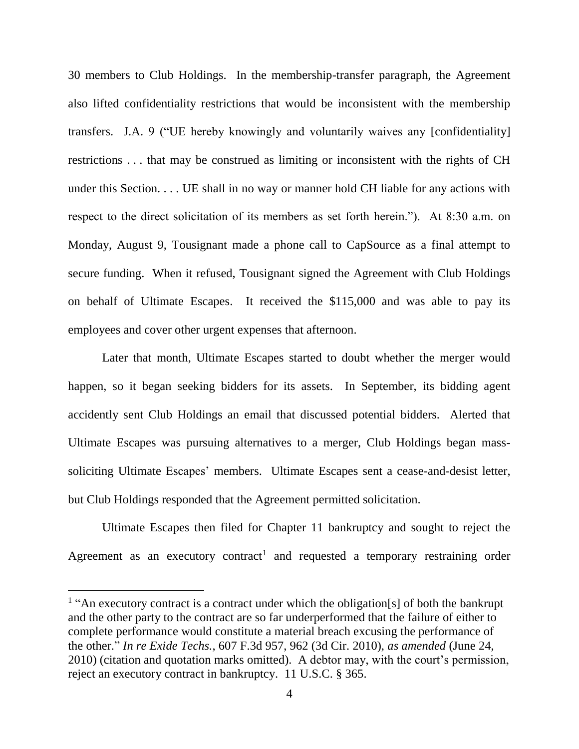30 members to Club Holdings. In the membership-transfer paragraph, the Agreement also lifted confidentiality restrictions that would be inconsistent with the membership transfers. J.A. 9 ("UE hereby knowingly and voluntarily waives any [confidentiality] restrictions . . . that may be construed as limiting or inconsistent with the rights of CH under this Section. . . . UE shall in no way or manner hold CH liable for any actions with respect to the direct solicitation of its members as set forth herein."). At 8:30 a.m. on Monday, August 9, Tousignant made a phone call to CapSource as a final attempt to secure funding. When it refused, Tousignant signed the Agreement with Club Holdings on behalf of Ultimate Escapes. It received the $115,000 and was able to pay its employees and cover other urgent expenses that afternoon.

Later that month, Ultimate Escapes started to doubt whether the merger would happen, so it began seeking bidders for its assets. In September, its bidding agent accidently sent Club Holdings an email that discussed potential bidders. Alerted that Ultimate Escapes was pursuing alternatives to a merger, Club Holdings began mass-soliciting Ultimate Escapes' members. Ultimate Escapes sent a cease-and-desist letter, but Club Holdings responded that the Agreement permitted solicitation.

Ultimate Escapes then filed for Chapter 11 bankruptcy and sought to reject the Agreement as an executory contract[1] and requested a temporary restraining order

[1] "An executory contract is a contract under which the obligation[s] of both the bankrupt and the other party to the contract are so far underperformed that the failure of either to complete performance would constitute a material breach excusing the performance of the other." *In re Exide Techs.*, 607 F.3d 957, 962 (3d Cir. 2010), *as amended* (June 24, 2010) (citation and quotation marks omitted). A debtor may, with the court's permission, reject an executory contract in bankruptcy. 11 U.S.C. § 365.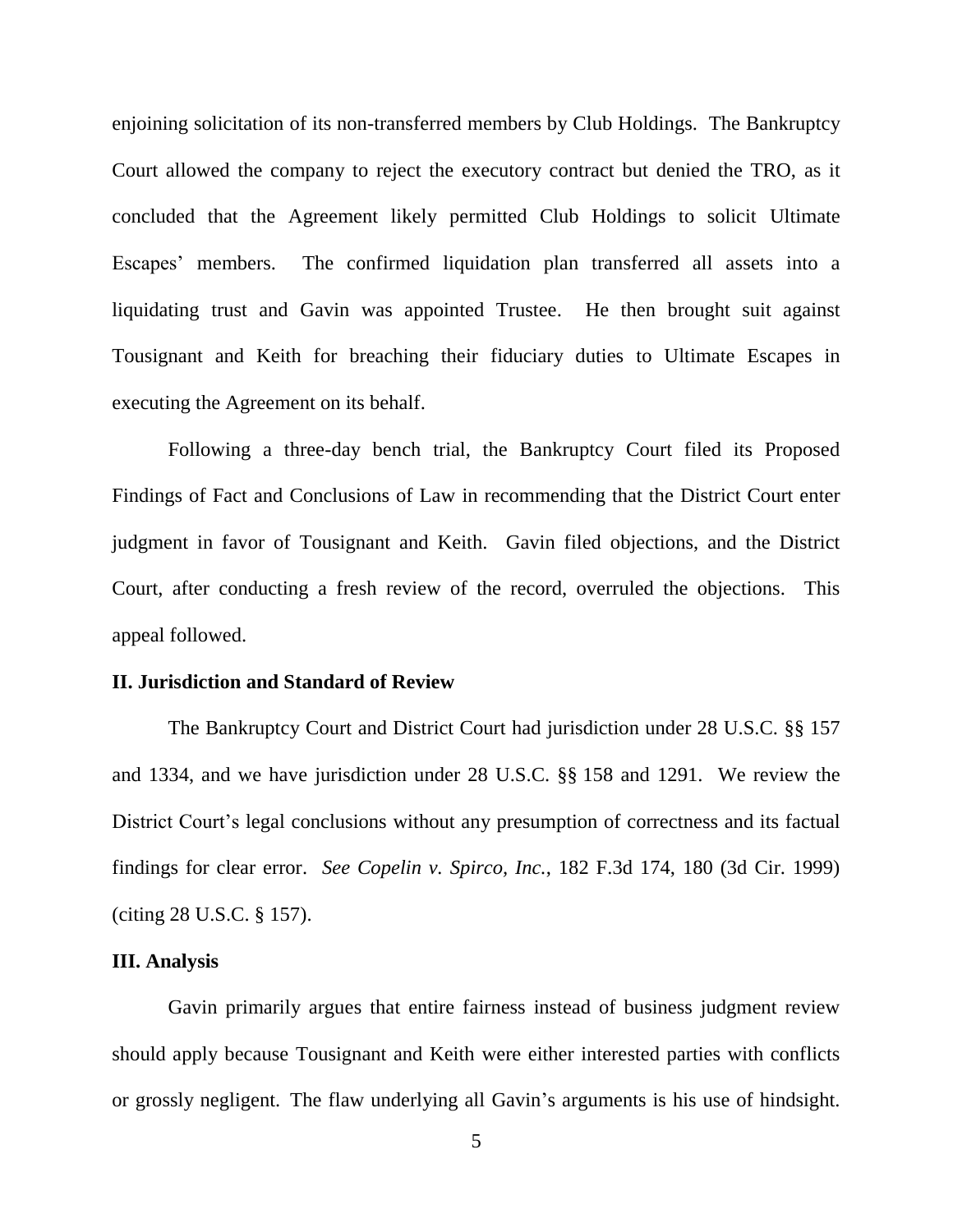enjoining solicitation of its non-transferred members by Club Holdings. The Bankruptcy Court allowed the company to reject the executory contract but denied the TRO, as it concluded that the Agreement likely permitted Club Holdings to solicit Ultimate Escapes' members. The confirmed liquidation plan transferred all assets into a liquidating trust and Gavin was appointed Trustee. He then brought suit against Tousignant and Keith for breaching their fiduciary duties to Ultimate Escapes in executing the Agreement on its behalf.

Following a three-day bench trial, the Bankruptcy Court filed its Proposed Findings of Fact and Conclusions of Law in recommending that the District Court enter judgment in favor of Tousignant and Keith. Gavin filed objections, and the District Court, after conducting a fresh review of the record, overruled the objections. This appeal followed.

**II. Jurisdiction and Standard of Review**

The Bankruptcy Court and District Court had jurisdiction under 28 U.S.C. §§ 157 and 1334, and we have jurisdiction under 28 U.S.C. §§ 158 and 1291. We review the District Court's legal conclusions without any presumption of correctness and its factual findings for clear error. *See Copelin v. Spirco, Inc.*, 182 F.3d 174, 180 (3d Cir. 1999) (citing 28 U.S.C. § 157).

**III. Analysis**

Gavin primarily argues that entire fairness instead of business judgment review should apply because Tousignant and Keith were either interested parties with conflicts or grossly negligent. The flaw underlying all Gavin's arguments is his use of hindsight.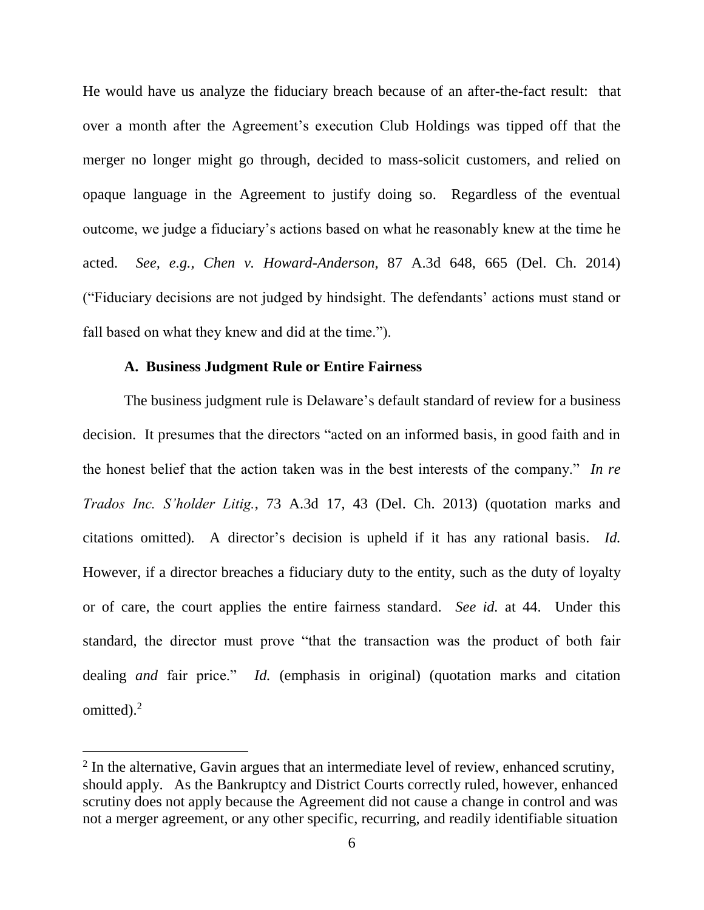He would have us analyze the fiduciary breach because of an after-the-fact result: that over a month after the Agreement's execution Club Holdings was tipped off that the merger no longer might go through, decided to mass-solicit customers, and relied on opaque language in the Agreement to justify doing so. Regardless of the eventual outcome, we judge a fiduciary's actions based on what he reasonably knew at the time he acted. *See, e.g.*, *Chen v. Howard-Anderson*, 87 A.3d 648, 665 (Del. Ch. 2014) ("Fiduciary decisions are not judged by hindsight. The defendants' actions must stand or fall based on what they knew and did at the time.").

### A. Business Judgment Rule or Entire Fairness

The business judgment rule is Delaware's default standard of review for a business decision. It presumes that the directors "acted on an informed basis, in good faith and in the honest belief that the action taken was in the best interests of the company." *In re Trados Inc. S'holder Litig.*, 73 A.3d 17, 43 (Del. Ch. 2013) (quotation marks and citations omitted). A director's decision is upheld if it has any rational basis. *Id.* However, if a director breaches a fiduciary duty to the entity, such as the duty of loyalty or of care, the court applies the entire fairness standard. *See id.* at 44. Under this standard, the director must prove "that the transaction was the product of both fair dealing *and* fair price." *Id.* (emphasis in original) (quotation marks and citation omitted).[2]

[2] In the alternative, Gavin argues that an intermediate level of review, enhanced scrutiny, should apply. As the Bankruptcy and District Courts correctly ruled, however, enhanced scrutiny does not apply because the Agreement did not cause a change in control and was not a merger agreement, or any other specific, recurring, and readily identifiable situation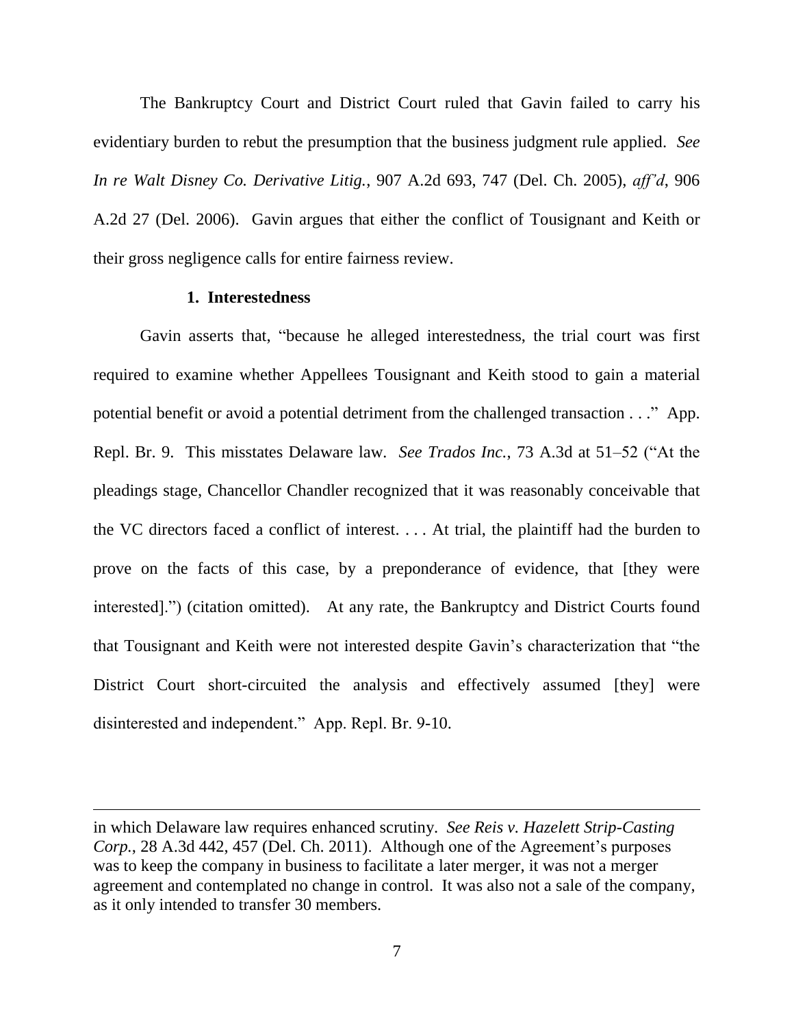The Bankruptcy Court and District Court ruled that Gavin failed to carry his evidentiary burden to rebut the presumption that the business judgment rule applied. *See In re Walt Disney Co. Derivative Litig.*, 907 A.2d 693, 747 (Del. Ch. 2005), *aff'd*, 906 A.2d 27 (Del. 2006). Gavin argues that either the conflict of Tousignant and Keith or their gross negligence calls for entire fairness review.

### 1. Interestedness

Gavin asserts that, "because he alleged interestedness, the trial court was first required to examine whether Appellees Tousignant and Keith stood to gain a material potential benefit or avoid a potential detriment from the challenged transaction . . ." App. Repl. Br. 9. This misstates Delaware law. *See Trados Inc.*, 73 A.3d at 51–52 ("At the pleadings stage, Chancellor Chandler recognized that it was reasonably conceivable that the VC directors faced a conflict of interest. . . . At trial, the plaintiff had the burden to prove on the facts of this case, by a preponderance of evidence, that [they were interested].") (citation omitted). At any rate, the Bankruptcy and District Courts found that Tousignant and Keith were not interested despite Gavin's characterization that "the District Court short-circuited the analysis and effectively assumed [they] were disinterested and independent." App. Repl. Br. 9-10.

---

in which Delaware law requires enhanced scrutiny. *See Reis v. Hazelett Strip-Casting Corp.*, 28 A.3d 442, 457 (Del. Ch. 2011). Although one of the Agreement's purposes was to keep the company in business to facilitate a later merger, it was not a merger agreement and contemplated no change in control. It was also not a sale of the company, as it only intended to transfer 30 members.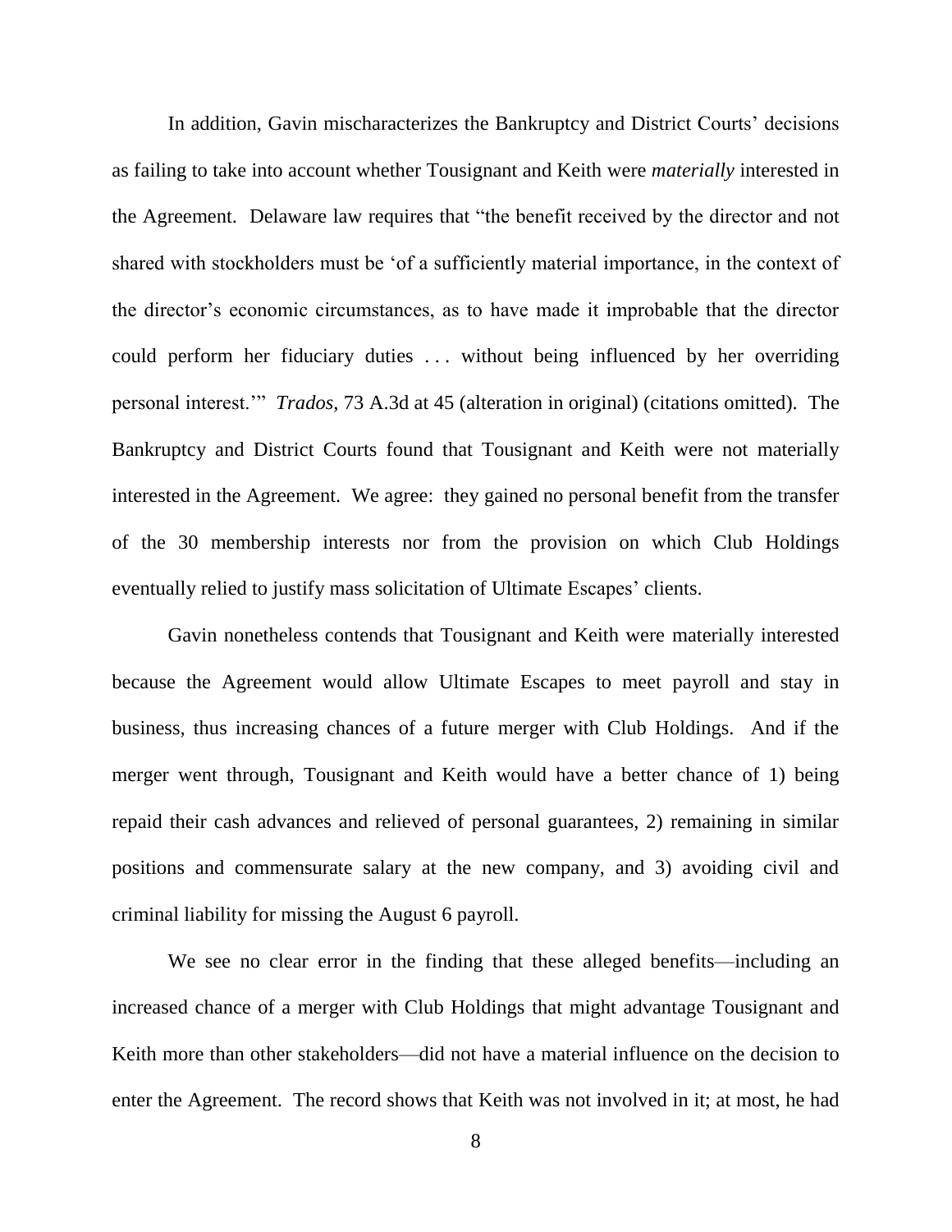In addition, Gavin mischaracterizes the Bankruptcy and District Courts' decisions as failing to take into account whether Tousignant and Keith were *materially* interested in the Agreement. Delaware law requires that "the benefit received by the director and not shared with stockholders must be 'of a sufficiently material importance, in the context of the director's economic circumstances, as to have made it improbable that the director could perform her fiduciary duties . . . without being influenced by her overriding personal interest.'" *Trados*, 73 A.3d at 45 (alteration in original) (citations omitted). The Bankruptcy and District Courts found that Tousignant and Keith were not materially interested in the Agreement. We agree: they gained no personal benefit from the transfer of the 30 membership interests nor from the provision on which Club Holdings eventually relied to justify mass solicitation of Ultimate Escapes' clients.

Gavin nonetheless contends that Tousignant and Keith were materially interested because the Agreement would allow Ultimate Escapes to meet payroll and stay in business, thus increasing chances of a future merger with Club Holdings. And if the merger went through, Tousignant and Keith would have a better chance of 1) being repaid their cash advances and relieved of personal guarantees, 2) remaining in similar positions and commensurate salary at the new company, and 3) avoiding civil and criminal liability for missing the August 6 payroll.

We see no clear error in the finding that these alleged benefits—including an increased chance of a merger with Club Holdings that might advantage Tousignant and Keith more than other stakeholders—did not have a material influence on the decision to enter the Agreement. The record shows that Keith was not involved in it; at most, he had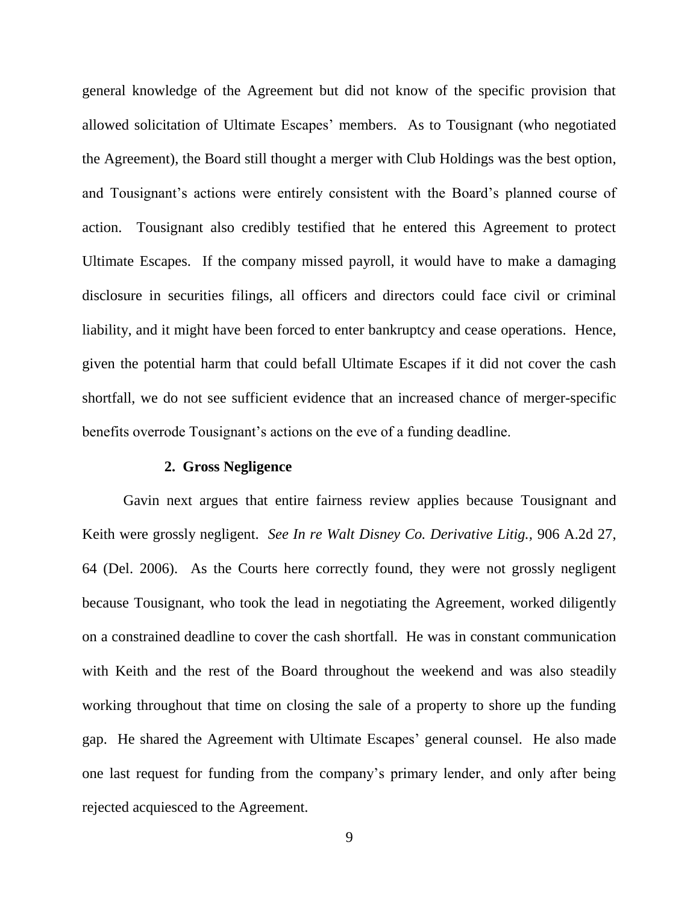general knowledge of the Agreement but did not know of the specific provision that allowed solicitation of Ultimate Escapes' members. As to Tousignant (who negotiated the Agreement), the Board still thought a merger with Club Holdings was the best option, and Tousignant's actions were entirely consistent with the Board's planned course of action. Tousignant also credibly testified that he entered this Agreement to protect Ultimate Escapes. If the company missed payroll, it would have to make a damaging disclosure in securities filings, all officers and directors could face civil or criminal liability, and it might have been forced to enter bankruptcy and cease operations. Hence, given the potential harm that could befall Ultimate Escapes if it did not cover the cash shortfall, we do not see sufficient evidence that an increased chance of merger-specific benefits overrode Tousignant's actions on the eve of a funding deadline.

### 2. Gross Negligence

Gavin next argues that entire fairness review applies because Tousignant and Keith were grossly negligent. *See In re Walt Disney Co. Derivative Litig.*, 906 A.2d 27, 64 (Del. 2006). As the Courts here correctly found, they were not grossly negligent because Tousignant, who took the lead in negotiating the Agreement, worked diligently on a constrained deadline to cover the cash shortfall. He was in constant communication with Keith and the rest of the Board throughout the weekend and was also steadily working throughout that time on closing the sale of a property to shore up the funding gap. He shared the Agreement with Ultimate Escapes' general counsel. He also made one last request for funding from the company's primary lender, and only after being rejected acquiesced to the Agreement.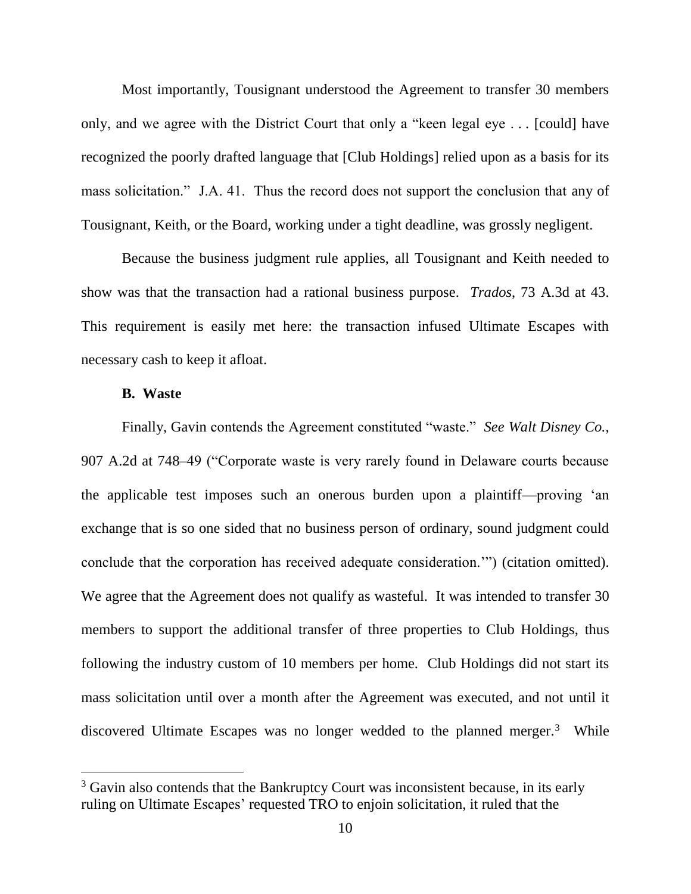Most importantly, Tousignant understood the Agreement to transfer 30 members only, and we agree with the District Court that only a "keen legal eye . . . [could] have recognized the poorly drafted language that [Club Holdings] relied upon as a basis for its mass solicitation." J.A. 41. Thus the record does not support the conclusion that any of Tousignant, Keith, or the Board, working under a tight deadline, was grossly negligent.

Because the business judgment rule applies, all Tousignant and Keith needed to show was that the transaction had a rational business purpose. *Trados*, 73 A.3d at 43. This requirement is easily met here: the transaction infused Ultimate Escapes with necessary cash to keep it afloat.

**B. Waste**

Finally, Gavin contends the Agreement constituted "waste." *See Walt Disney Co.*, 907 A.2d at 748–49 ("Corporate waste is very rarely found in Delaware courts because the applicable test imposes such an onerous burden upon a plaintiff—proving 'an exchange that is so one sided that no business person of ordinary, sound judgment could conclude that the corporation has received adequate consideration.'") (citation omitted). We agree that the Agreement does not qualify as wasteful. It was intended to transfer 30 members to support the additional transfer of three properties to Club Holdings, thus following the industry custom of 10 members per home. Club Holdings did not start its mass solicitation until over a month after the Agreement was executed, and not until it discovered Ultimate Escapes was no longer wedded to the planned merger.[3] While

[3] Gavin also contends that the Bankruptcy Court was inconsistent because, in its early ruling on Ultimate Escapes' requested TRO to enjoin solicitation, it ruled that the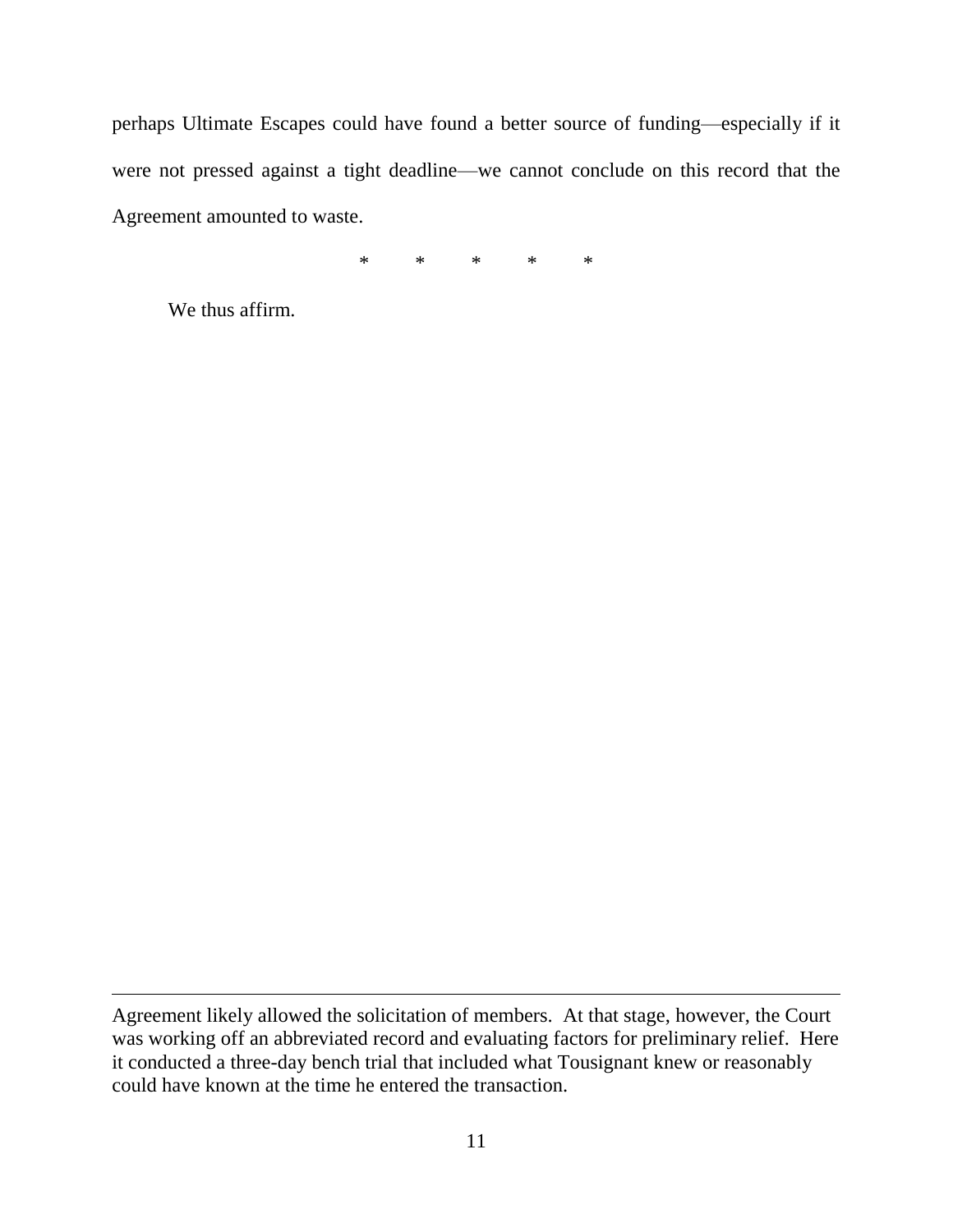perhaps Ultimate Escapes could have found a better source of funding—especially if it were not pressed against a tight deadline—we cannot conclude on this record that the Agreement amounted to waste.

\* \* \* \* \*

We thus affirm.

---

Agreement likely allowed the solicitation of members. At that stage, however, the Court was working off an abbreviated record and evaluating factors for preliminary relief. Here it conducted a three-day bench trial that included what Tousignant knew or reasonably could have known at the time he entered the transaction.